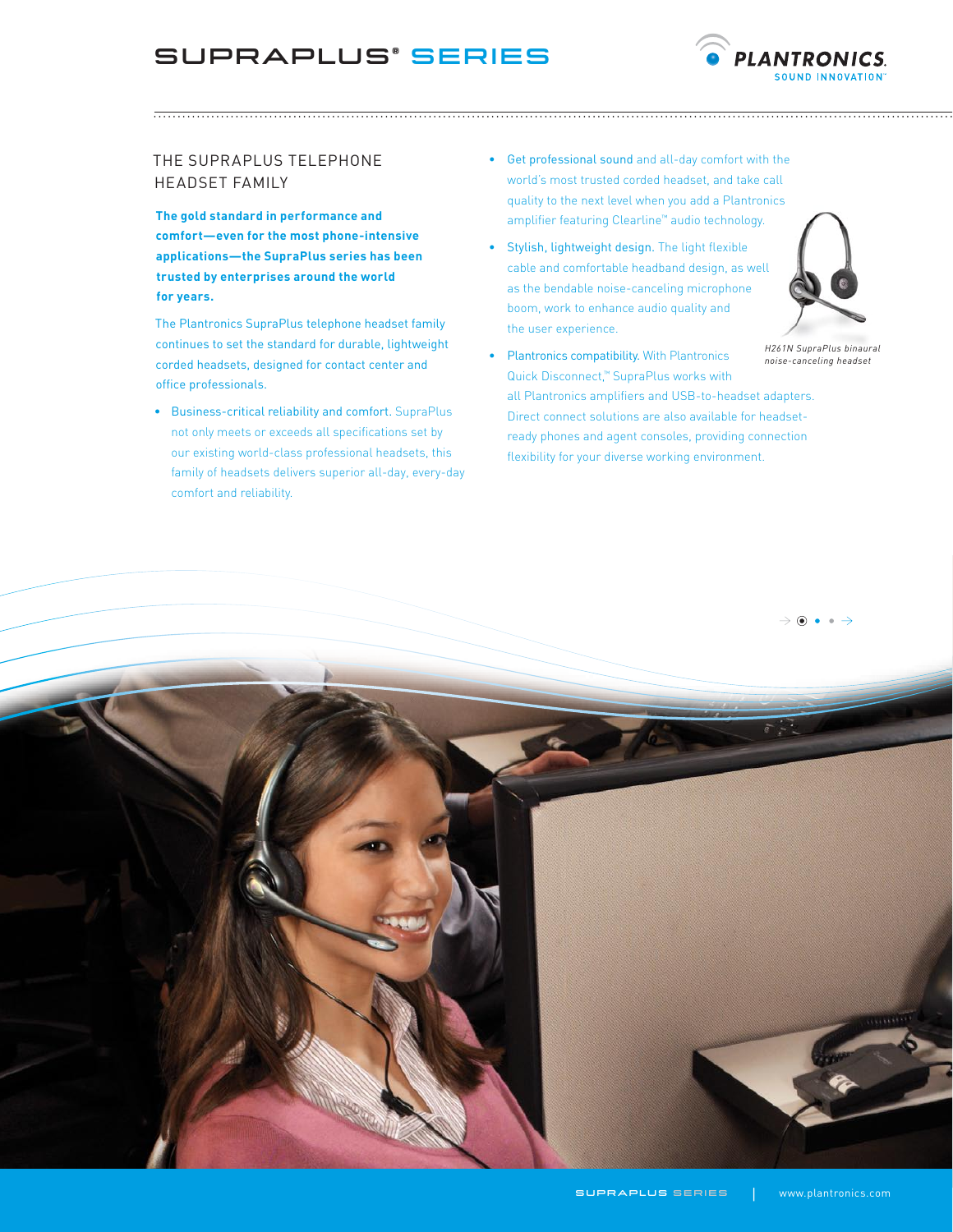# SUPRAPLUS® SERIES

## THE SUPRAPLUS TELEPHONE HEADSET FAMILY

**The gold standard in performance and comfort—even for the most phone-intensive applications—the SupraPlus series has been trusted by enterprises around the world for years.**

The Plantronics SupraPlus telephone headset family continues to set the standard for durable, lightweight corded headsets, designed for contact center and office professionals.

- Business-critical reliability and comfort. SupraPlus not only meets or exceeds all specifications set by our existing world-class professional headsets, this family of headsets delivers superior all-day, every-day comfort and reliability.
- Get professional sound and all-day comfort with the world's most trusted corded headset, and take call quality to the next level when you add a Plantronics amplifier featuring Clearline™ audio technology.
- Stylish, lightweight design. The light flexible cable and comfortable headband design, as well as the bendable noise-canceling microphone boom, work to enhance audio quality and the user experience.
- Plantronics compatibility. With Plantronics Quick Disconnect,™ SupraPlus works with all Plantronics amplifiers and USB-to-headset adapters. Direct connect solutions are also available for headset-ready phones and agent consoles, providing connection flexibility for your diverse working environment.

*H261N SupraPlus binaural noise-canceling headset*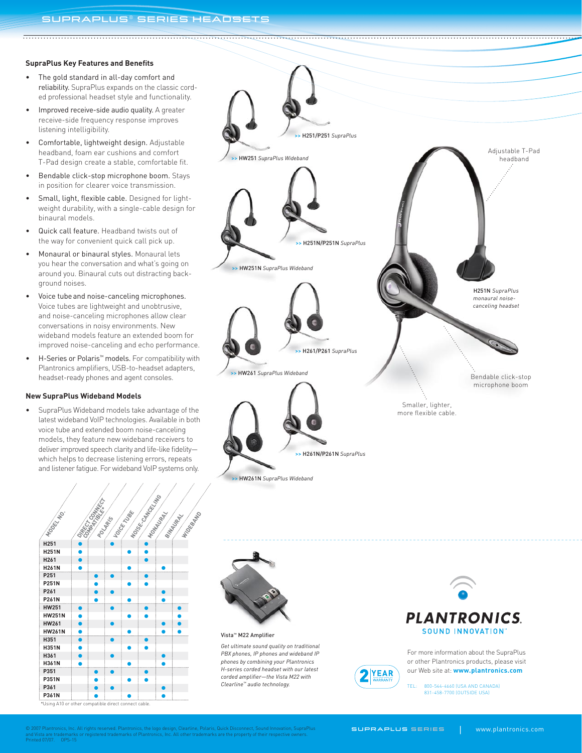## SupraPlus Key Features and Benefits

- **The gold standard in all-day comfort and reliability.** SupraPlus expands on the classic corded professional headset style and functionality.
- **Improved receive-side audio quality.** A greater receive-side frequency response improves listening intelligibility.
- **Comfortable, lightweight design.** Adjustable headband, foam ear cushions and comfort T-Pad design create a stable, comfortable fit.
- **Bendable click-stop microphone boom.** Stays in position for clearer voice transmission.
- **Small, light, flexible cable.** Designed for lightweight durability, with a single-cable design for binaural models.
- **Quick call feature.** Headband twists out of the way for convenient quick call pick up.
- **Monaural or binaural styles.** Monaural lets you hear the conversation and what's going on around you. Binaural cuts out distracting background noises.
- **Voice tube and noise-canceling microphones.** Voice tubes are lightweight and unobtrusive, and noise-canceling microphones allow clear conversations in noisy environments. New wideband models feature an extended boom for improved noise-canceling and echo performance.
- **H-Series or Polaris™ models.** For compatibility with Plantronics amplifiers, USB-to-headset adapters, headset-ready phones and agent consoles.

## New SupraPlus Wideband Models

- SupraPlus Wideband models take advantage of the latest wideband VoIP technologies. Available in both voice tube and extended boom noise-canceling models, they feature new wideband receivers to deliver improved speech clarity and life-like fidelity—which helps to decrease listening errors, repeats and listener fatigue. For wideband VoIP systems only.

| Model No. | Direct Connect Compatible* | Polaris | Voice Tube | Noise-Canceling | Monaural | Binaural | Wideband |
|---|---|---|---|---|---|---|---|
| H251 | ● | | ● | | ● | | |
| H251N | ● | | | ● | ● | | |
| H261 | ● | | | | ● | | |
| H261N | ● | | | ● | | ● | |
| P251 | | ● | ● | | ● | | |
| P251N | | ● | | ● | ● | | |
| P261 | | ● | ● | | | ● | |
| P261N | | ● | | ● | | ● | |
| HW251 | ● | | ● | | ● | | ● |
| HW251N | ● | | | ● | ● | | ● |
| HW261 | ● | | ● | | | ● | ● |
| HW261N | ● | | | ● | | ● | ● |
| H351 | ● | | ● | | ● | | |
| H351N | ● | | | ● | ● | | |
| H361 | ● | | ● | | | ● | |
| H361N | ● | | | ● | | ● | |
| P351 | | ● | ● | | ● | | |
| P351N | | ● | | ● | ● | | |
| P361 | | ● | ● | | | ● | |
| P361N | | ● | | ● | | ● | |

*Using A10 or other compatible direct connect cable.

>> H251/P251 *SupraPlus*

>> HW251 *SupraPlus Wideband*

>> H251N/P251N *SupraPlus*

>> HW251N *SupraPlus Wideband*

>> H261/P261 *SupraPlus*

>> HW261 *SupraPlus Wideband*

>> H261N/P261N *SupraPlus*

>> HW261N *SupraPlus Wideband*

Adjustable T-Pad headband

**H251N** *SupraPlus monaural noise-canceling headset*

Bendable click-stop microphone boom

Smaller, lighter, more flexible cable.

Vista™ M22 Amplifier

*Get ultimate sound quality on traditional PBX phones, IP phones and wideband IP phones by combining your Plantronics H-series corded headset with our latest corded amplifier—the Vista M22 with Clearline™ audio technology.*

2 YEAR WARRANTY

PLANTRONICS. SOUND INNOVATION™

For more information about the SupraPlus or other Plantronics products, please visit our Web site at: **www.plantronics.com**

TEL: 800-544-4660 (USA AND CANADA)
831-458-7700 (OUTSIDE USA)

© 2007 Plantronics, Inc. All rights reserved. Plantronics, the logo design, Clearline, Polaris, Quick Disconnect, Sound Innovation, SupraPlus and Vista are trademarks or registered trademarks of Plantronics, Inc. All other trademarks are the property of their respective owners.
Printed 07/07. OPS-15